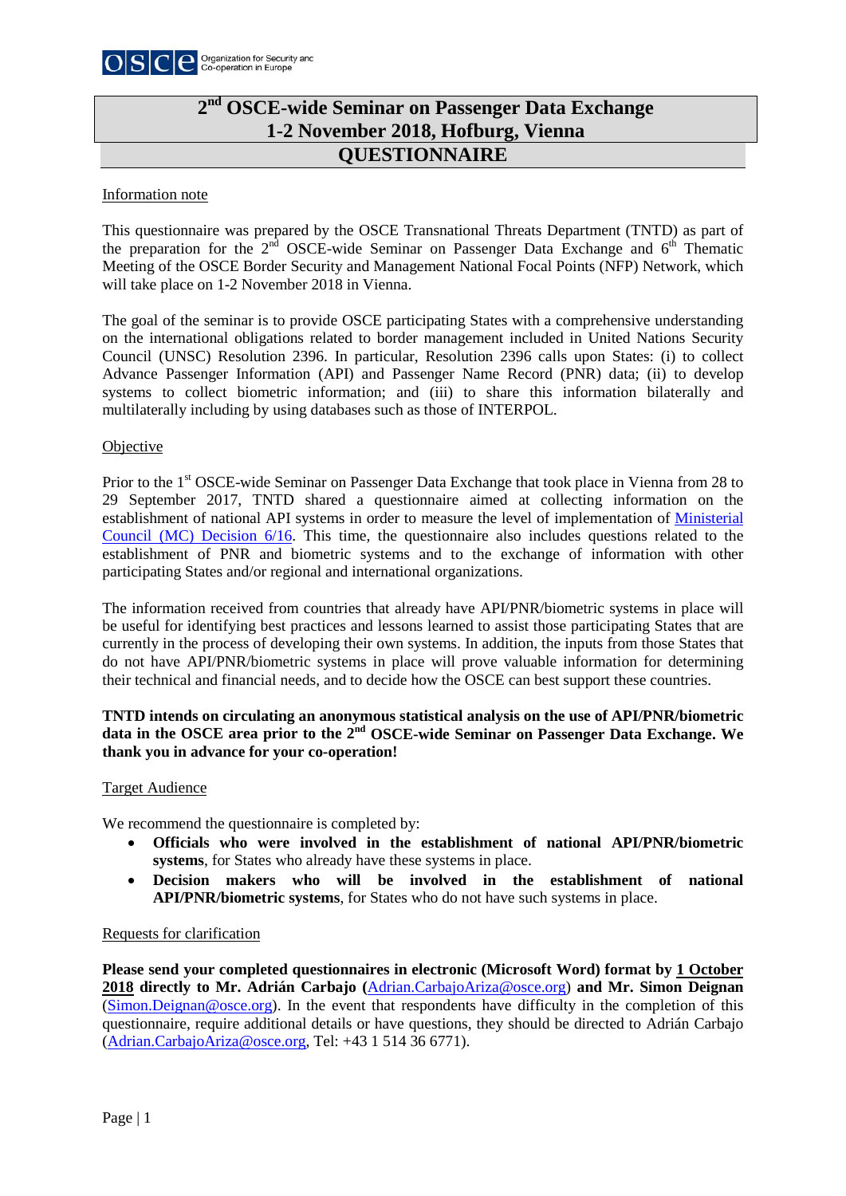# 2nd OSCE-wide Seminar on Passenger Data Exchange
## 1-2 November 2018, Hofburg, Vienna
## QUESTIONNAIRE

Information note

This questionnaire was prepared by the OSCE Transnational Threats Department (TNTD) as part of the preparation for the 2nd OSCE-wide Seminar on Passenger Data Exchange and 6th Thematic Meeting of the OSCE Border Security and Management National Focal Points (NFP) Network, which will take place on 1-2 November 2018 in Vienna.

The goal of the seminar is to provide OSCE participating States with a comprehensive understanding on the international obligations related to border management included in United Nations Security Council (UNSC) Resolution 2396. In particular, Resolution 2396 calls upon States: (i) to collect Advance Passenger Information (API) and Passenger Name Record (PNR) data; (ii) to develop systems to collect biometric information; and (iii) to share this information bilaterally and multilaterally including by using databases such as those of INTERPOL.

Objective

Prior to the 1st OSCE-wide Seminar on Passenger Data Exchange that took place in Vienna from 28 to 29 September 2017, TNTD shared a questionnaire aimed at collecting information on the establishment of national API systems in order to measure the level of implementation of Ministerial Council (MC) Decision 6/16. This time, the questionnaire also includes questions related to the establishment of PNR and biometric systems and to the exchange of information with other participating States and/or regional and international organizations.

The information received from countries that already have API/PNR/biometric systems in place will be useful for identifying best practices and lessons learned to assist those participating States that are currently in the process of developing their own systems. In addition, the inputs from those States that do not have API/PNR/biometric systems in place will prove valuable information for determining their technical and financial needs, and to decide how the OSCE can best support these countries.

**TNTD intends on circulating an anonymous statistical analysis on the use of API/PNR/biometric data in the OSCE area prior to the 2nd OSCE-wide Seminar on Passenger Data Exchange. We thank you in advance for your co-operation!**

Target Audience

We recommend the questionnaire is completed by:

- **Officials who were involved in the establishment of national API/PNR/biometric systems**, for States who already have these systems in place.
- **Decision makers who will be involved in the establishment of national API/PNR/biometric systems**, for States who do not have such systems in place.

Requests for clarification

**Please send your completed questionnaires in electronic (Microsoft Word) format by 1 October 2018 directly to Mr. Adrián Carbajo (Adrian.CarbajoAriza@osce.org) and Mr. Simon Deignan** (Simon.Deignan@osce.org). In the event that respondents have difficulty in the completion of this questionnaire, require additional details or have questions, they should be directed to Adrián Carbajo (Adrian.CarbajoAriza@osce.org, Tel: +43 1 514 36 6771).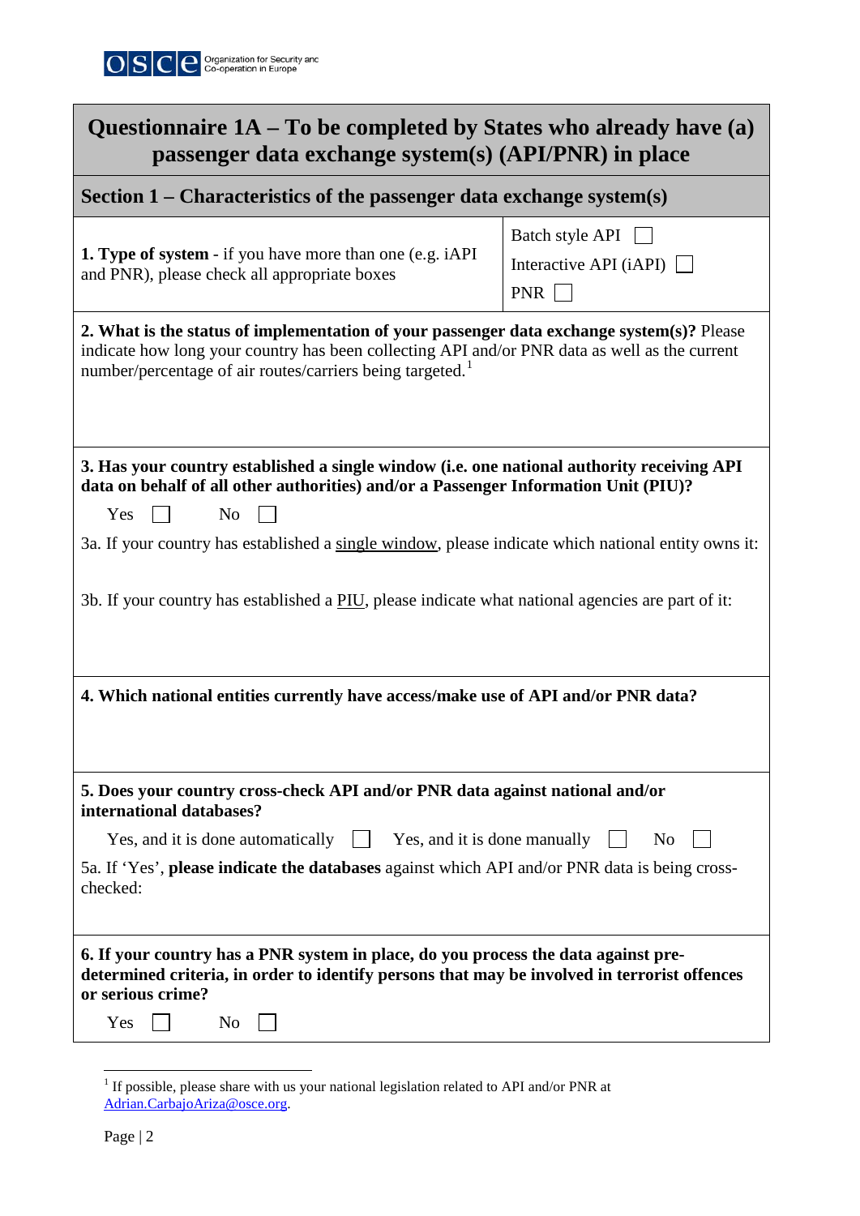# Questionnaire 1A – To be completed by States who already have (a) passenger data exchange system(s) (API/PNR) in place

## Section 1 – Characteristics of the passenger data exchange system(s)

| **1. Type of system** - if you have more than one (e.g. iAPI and PNR), please check all appropriate boxes | Batch style API ☐<br>Interactive API (iAPI) ☐<br>PNR ☐ |
|---|---|

**2. What is the status of implementation of your passenger data exchange system(s)?** Please indicate how long your country has been collecting API and/or PNR data as well as the current number/percentage of air routes/carriers being targeted.[1]

**3. Has your country established a single window (i.e. one national authority receiving API data on behalf of all other authorities) and/or a Passenger Information Unit (PIU)?**

Yes ☐ No ☐

3a. If your country has established a single window, please indicate which national entity owns it:

3b. If your country has established a PIU, please indicate what national agencies are part of it:

**4. Which national entities currently have access/make use of API and/or PNR data?**

**5. Does your country cross-check API and/or PNR data against national and/or international databases?**

Yes, and it is done automatically ☐ Yes, and it is done manually ☐ No ☐

5a. If 'Yes', **please indicate the databases** against which API and/or PNR data is being cross-checked:

**6. If your country has a PNR system in place, do you process the data against pre-determined criteria, in order to identify persons that may be involved in terrorist offences or serious crime?**

Yes ☐ No ☐

[1] If possible, please share with us your national legislation related to API and/or PNR at Adrian.CarbajoAriza@osce.org.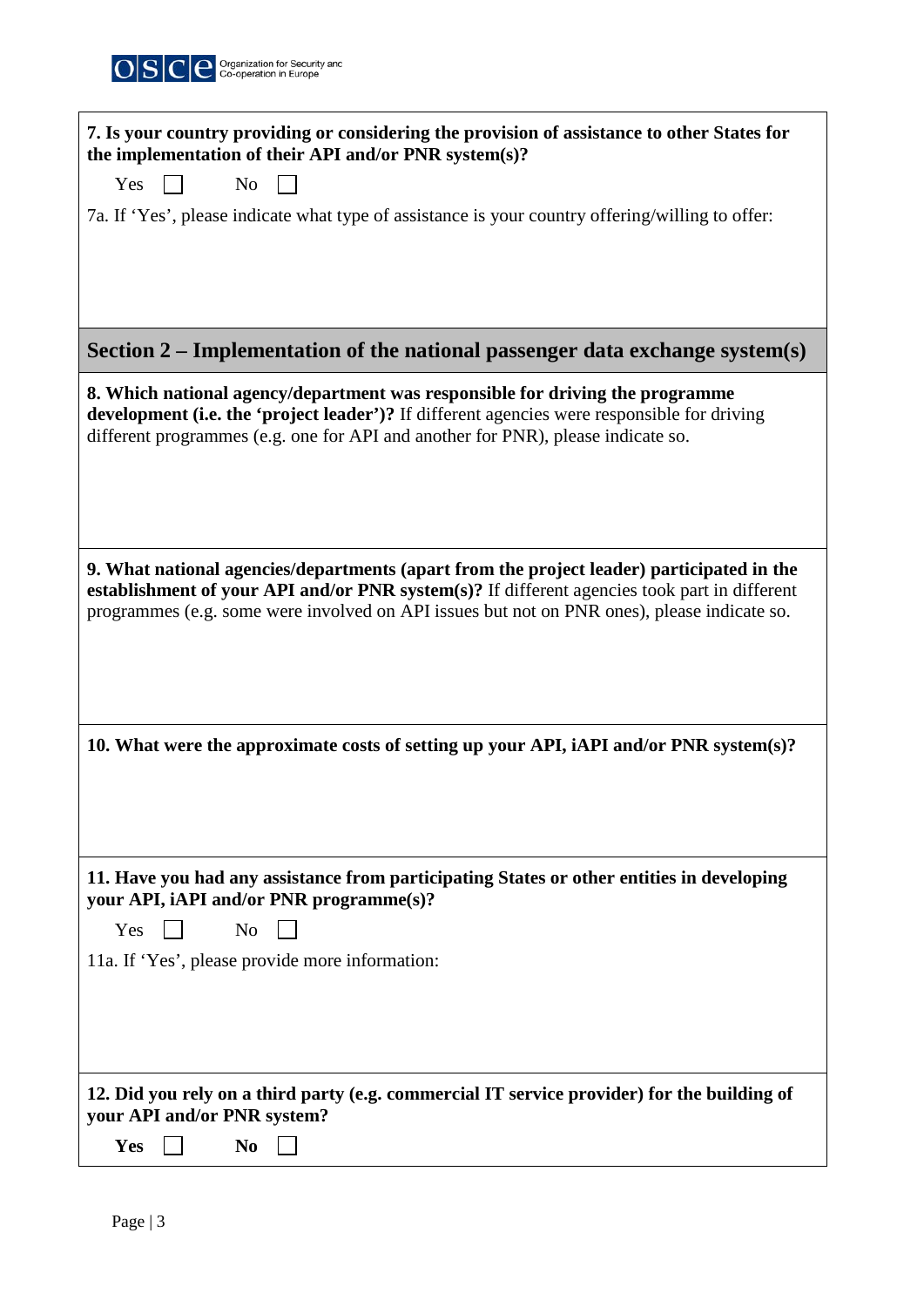**7. Is your country providing or considering the provision of assistance to other States for the implementation of their API and/or PNR system(s)?**

Yes ☐ No ☐

7a. If 'Yes', please indicate what type of assistance is your country offering/willing to offer:

## Section 2 – Implementation of the national passenger data exchange system(s)

**8. Which national agency/department was responsible for driving the programme development (i.e. the 'project leader')?** If different agencies were responsible for driving different programmes (e.g. one for API and another for PNR), please indicate so.

**9. What national agencies/departments (apart from the project leader) participated in the establishment of your API and/or PNR system(s)?** If different agencies took part in different programmes (e.g. some were involved on API issues but not on PNR ones), please indicate so.

**10. What were the approximate costs of setting up your API, iAPI and/or PNR system(s)?**

**11. Have you had any assistance from participating States or other entities in developing your API, iAPI and/or PNR programme(s)?**

Yes ☐ No ☐

11a. If 'Yes', please provide more information:

**12. Did you rely on a third party (e.g. commercial IT service provider) for the building of your API and/or PNR system?**

**Yes** ☐ **No** ☐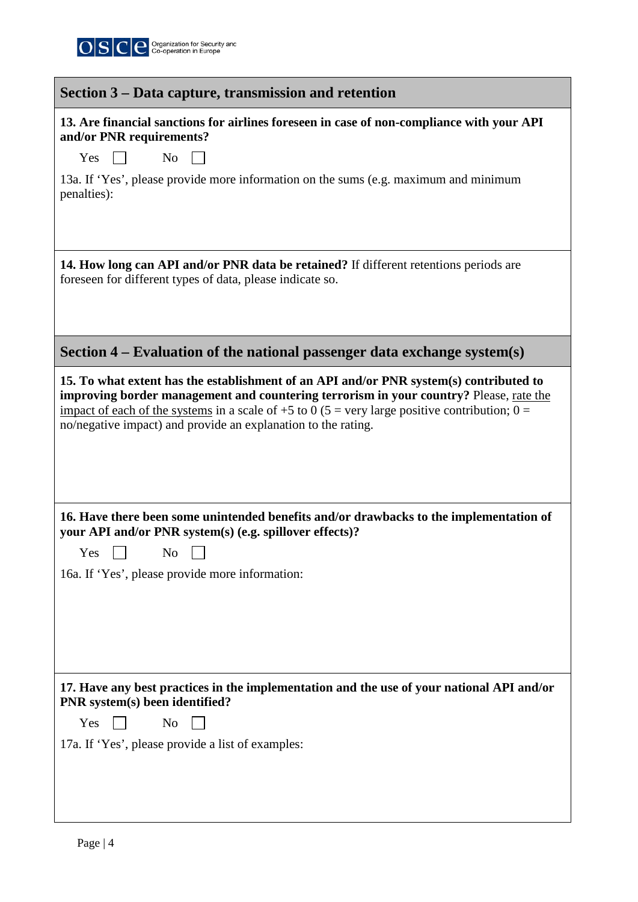## Section 3 – Data capture, transmission and retention

**13. Are financial sanctions for airlines foreseen in case of non-compliance with your API and/or PNR requirements?**

Yes ☐ No ☐

13a. If 'Yes', please provide more information on the sums (e.g. maximum and minimum penalties):

**14. How long can API and/or PNR data be retained?** If different retentions periods are foreseen for different types of data, please indicate so.

## Section 4 – Evaluation of the national passenger data exchange system(s)

**15. To what extent has the establishment of an API and/or PNR system(s) contributed to improving border management and countering terrorism in your country?** Please, rate the impact of each of the systems in a scale of +5 to 0 (5 = very large positive contribution; 0 = no/negative impact) and provide an explanation to the rating.

**16. Have there been some unintended benefits and/or drawbacks to the implementation of your API and/or PNR system(s) (e.g. spillover effects)?**

Yes ☐ No ☐

16a. If 'Yes', please provide more information:

**17. Have any best practices in the implementation and the use of your national API and/or PNR system(s) been identified?**

Yes ☐ No ☐

17a. If 'Yes', please provide a list of examples: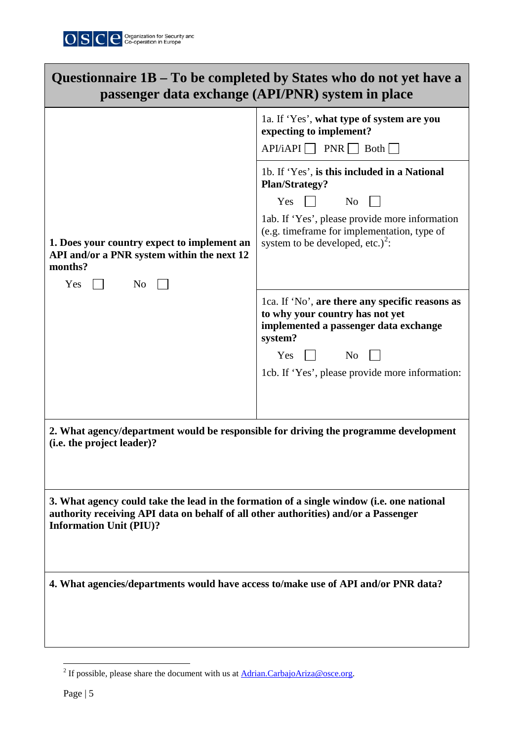## Questionnaire 1B – To be completed by States who do not yet have a passenger data exchange (API/PNR) system in place

| | |
|---|---|
| **1. Does your country expect to implement an API and/or a PNR system within the next 12 months?**<br><br>Yes ☐ No ☐ | 1a. If 'Yes', **what type of system are you expecting to implement?**<br><br>API/iAPI ☐ PNR ☐ Both ☐ |
| | 1b. If 'Yes', **is this included in a National Plan/Strategy?**<br><br>Yes ☐ No ☐<br><br>1ab. If 'Yes', please provide more information (e.g. timeframe for implementation, type of system to be developed, etc.)[2]: |
| | 1ca. If 'No', **are there any specific reasons as to why your country has not yet implemented a passenger data exchange system?**<br><br>Yes ☐ No ☐<br><br>1cb. If 'Yes', please provide more information: |

**2. What agency/department would be responsible for driving the programme development (i.e. the project leader)?**

**3. What agency could take the lead in the formation of a single window (i.e. one national authority receiving API data on behalf of all other authorities) and/or a Passenger Information Unit (PIU)?**

**4. What agencies/departments would have access to/make use of API and/or PNR data?**

---

[2] If possible, please share the document with us at Adrian.CarbajoAriza@osce.org.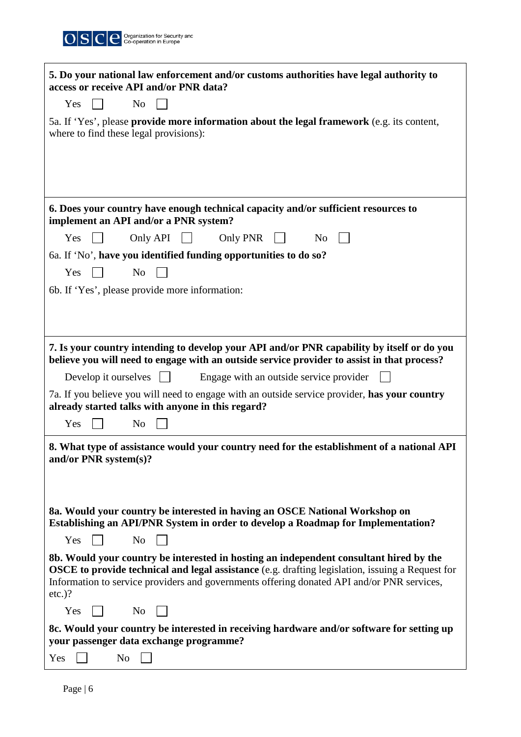**5. Do your national law enforcement and/or customs authorities have legal authority to access or receive API and/or PNR data?**

Yes ☐ No ☐

5a. If 'Yes', please **provide more information about the legal framework** (e.g. its content, where to find these legal provisions):

**6. Does your country have enough technical capacity and/or sufficient resources to implement an API and/or a PNR system?**

Yes ☐ Only API ☐ Only PNR ☐ No ☐

6a. If 'No', **have you identified funding opportunities to do so?**

Yes ☐ No ☐

6b. If 'Yes', please provide more information:

**7. Is your country intending to develop your API and/or PNR capability by itself or do you believe you will need to engage with an outside service provider to assist in that process?**

Develop it ourselves ☐ Engage with an outside service provider ☐

7a. If you believe you will need to engage with an outside service provider, **has your country already started talks with anyone in this regard?**

Yes ☐ No ☐

**8. What type of assistance would your country need for the establishment of a national API and/or PNR system(s)?**

**8a. Would your country be interested in having an OSCE National Workshop on Establishing an API/PNR System in order to develop a Roadmap for Implementation?**

Yes ☐ No ☐

**8b. Would your country be interested in hosting an independent consultant hired by the OSCE to provide technical and legal assistance** (e.g. drafting legislation, issuing a Request for Information to service providers and governments offering donated API and/or PNR services, etc.)?

Yes ☐ No ☐

**8c. Would your country be interested in receiving hardware and/or software for setting up your passenger data exchange programme?**

Yes ☐ No ☐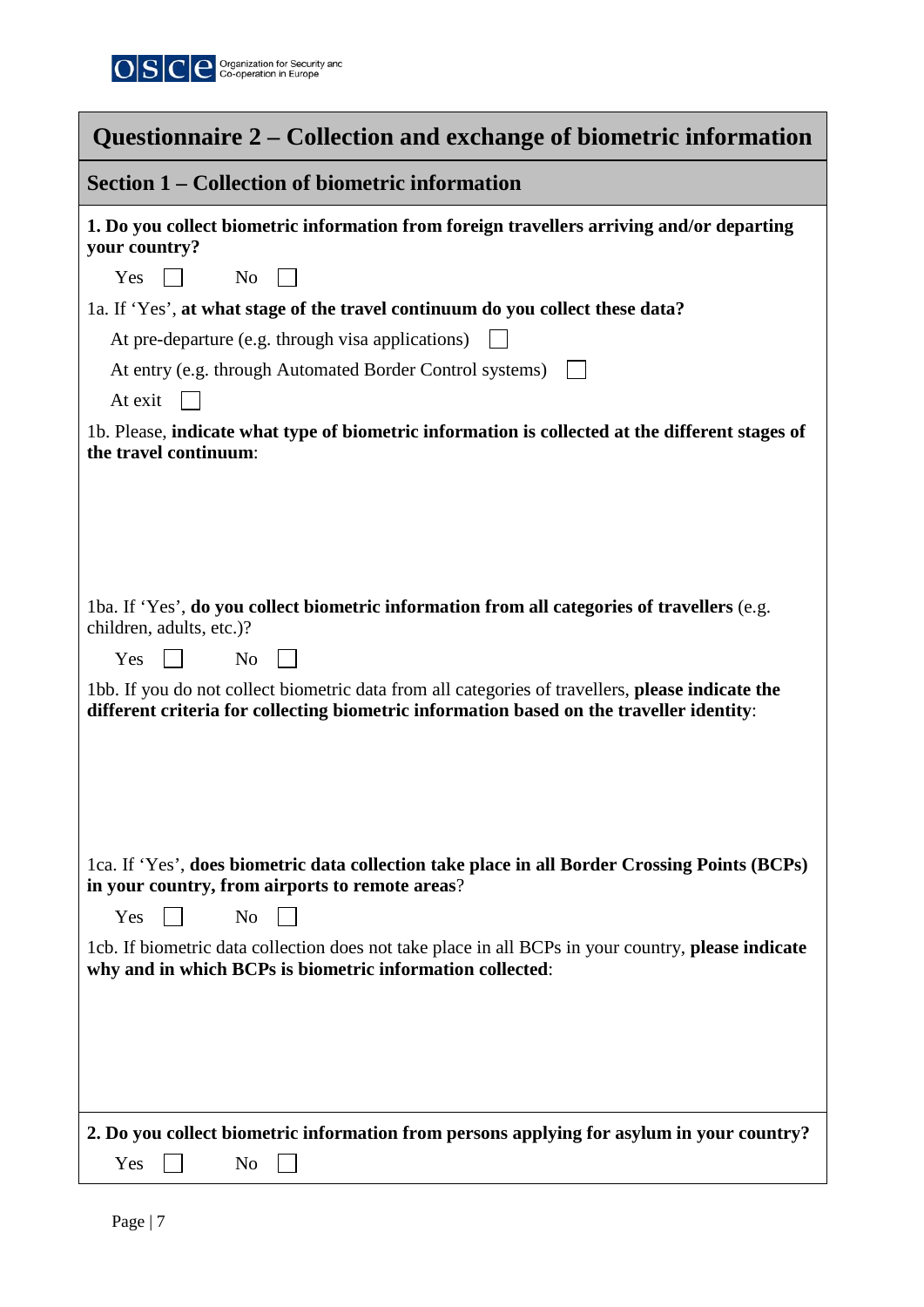# Questionnaire 2 – Collection and exchange of biometric information

## Section 1 – Collection of biometric information

**1. Do you collect biometric information from foreign travellers arriving and/or departing your country?**

Yes ☐ No ☐

1a. If 'Yes', **at what stage of the travel continuum do you collect these data?**

At pre-departure (e.g. through visa applications) ☐

At entry (e.g. through Automated Border Control systems) ☐

At exit ☐

1b. Please, **indicate what type of biometric information is collected at the different stages of the travel continuum**:

1ba. If 'Yes', **do you collect biometric information from all categories of travellers** (e.g. children, adults, etc.)?

Yes ☐ No ☐

1bb. If you do not collect biometric data from all categories of travellers, **please indicate the different criteria for collecting biometric information based on the traveller identity**:

1ca. If 'Yes', **does biometric data collection take place in all Border Crossing Points (BCPs) in your country, from airports to remote areas**?

Yes ☐ No ☐

1cb. If biometric data collection does not take place in all BCPs in your country, **please indicate why and in which BCPs is biometric information collected**:

**2. Do you collect biometric information from persons applying for asylum in your country?**

Yes ☐ No ☐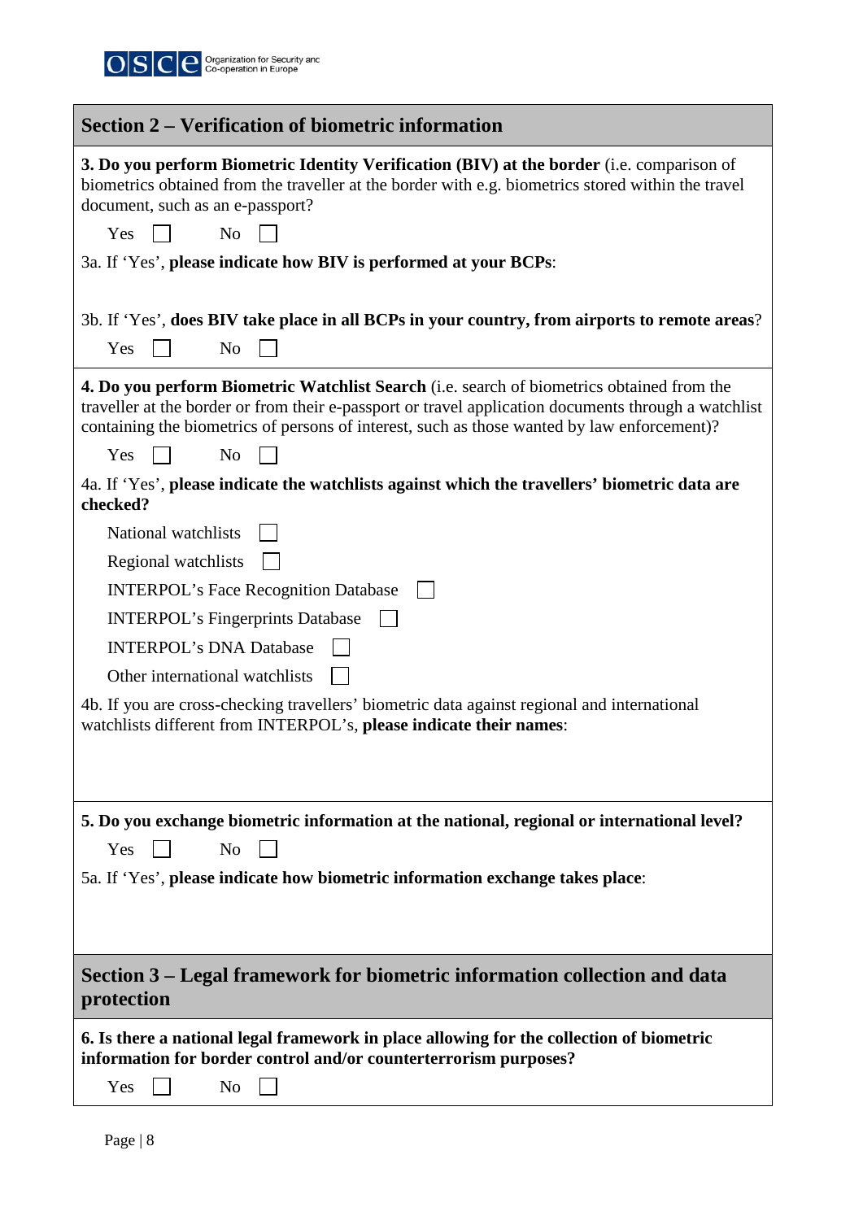## Section 2 – Verification of biometric information

**3. Do you perform Biometric Identity Verification (BIV) at the border** (i.e. comparison of biometrics obtained from the traveller at the border with e.g. biometrics stored within the travel document, such as an e-passport?

Yes ☐ No ☐

3a. If 'Yes', **please indicate how BIV is performed at your BCPs**:

3b. If 'Yes', **does BIV take place in all BCPs in your country, from airports to remote areas**?

Yes ☐ No ☐

**4. Do you perform Biometric Watchlist Search** (i.e. search of biometrics obtained from the traveller at the border or from their e-passport or travel application documents through a watchlist containing the biometrics of persons of interest, such as those wanted by law enforcement)?

Yes ☐ No ☐

4a. If 'Yes', **please indicate the watchlists against which the travellers' biometric data are checked?**

National watchlists ☐

Regional watchlists ☐

INTERPOL's Face Recognition Database ☐

INTERPOL's Fingerprints Database ☐

INTERPOL's DNA Database ☐

Other international watchlists ☐

4b. If you are cross-checking travellers' biometric data against regional and international watchlists different from INTERPOL's, **please indicate their names**:

**5. Do you exchange biometric information at the national, regional or international level?**

Yes ☐ No ☐

5a. If 'Yes', **please indicate how biometric information exchange takes place**:

## Section 3 – Legal framework for biometric information collection and data protection

**6. Is there a national legal framework in place allowing for the collection of biometric information for border control and/or counterterrorism purposes?**

Yes ☐ No ☐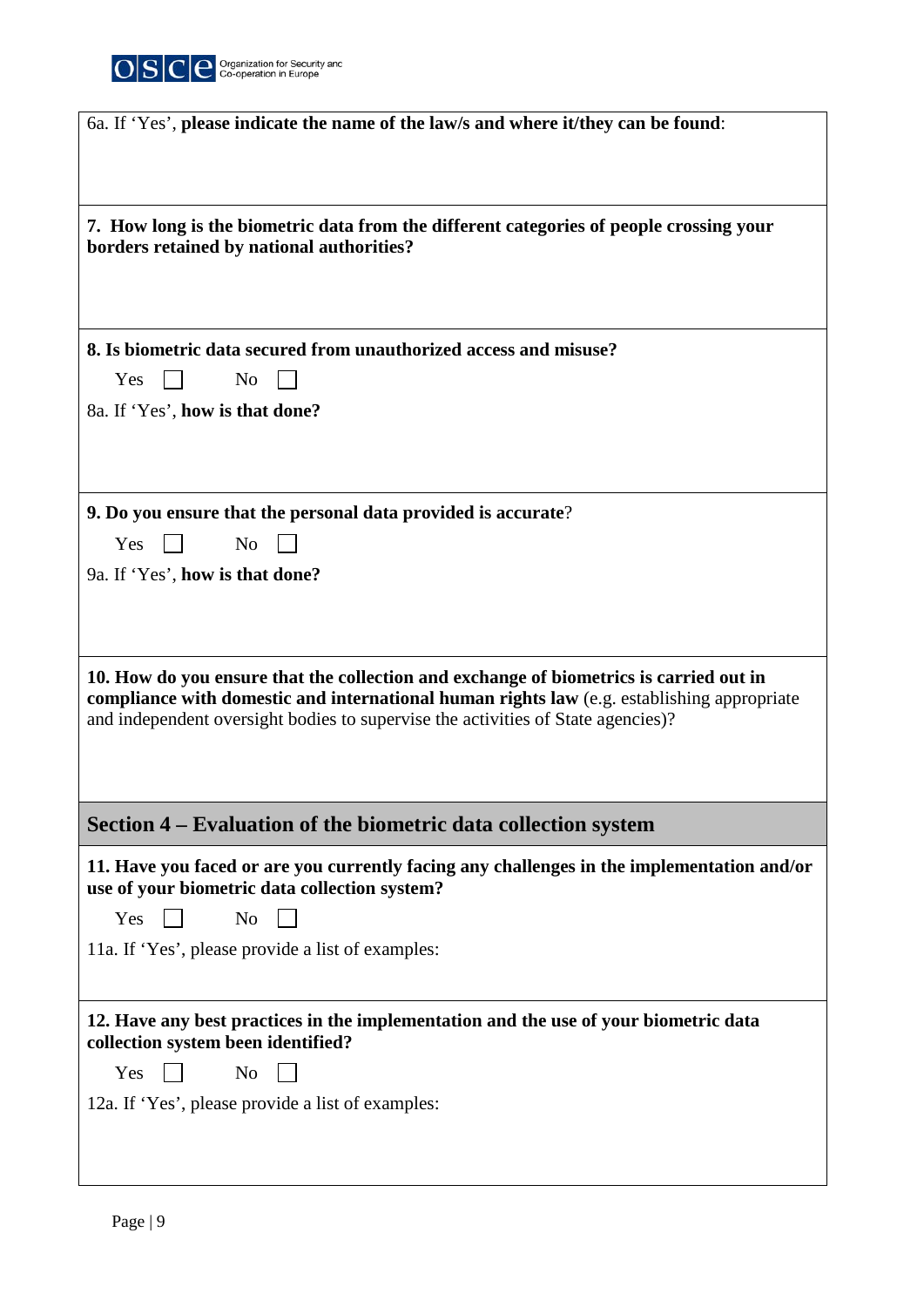6a. If 'Yes', **please indicate the name of the law/s and where it/they can be found**:

**7. How long is the biometric data from the different categories of people crossing your borders retained by national authorities?**

**8. Is biometric data secured from unauthorized access and misuse?**

Yes ☐ No ☐

8a. If 'Yes', **how is that done?**

**9. Do you ensure that the personal data provided is accurate**?

Yes ☐ No ☐

9a. If 'Yes', **how is that done?**

**10. How do you ensure that the collection and exchange of biometrics is carried out in compliance with domestic and international human rights law** (e.g. establishing appropriate and independent oversight bodies to supervise the activities of State agencies)?

## Section 4 – Evaluation of the biometric data collection system

**11. Have you faced or are you currently facing any challenges in the implementation and/or use of your biometric data collection system?**

Yes ☐ No ☐

11a. If 'Yes', please provide a list of examples:

**12. Have any best practices in the implementation and the use of your biometric data collection system been identified?**

Yes ☐ No ☐

12a. If 'Yes', please provide a list of examples: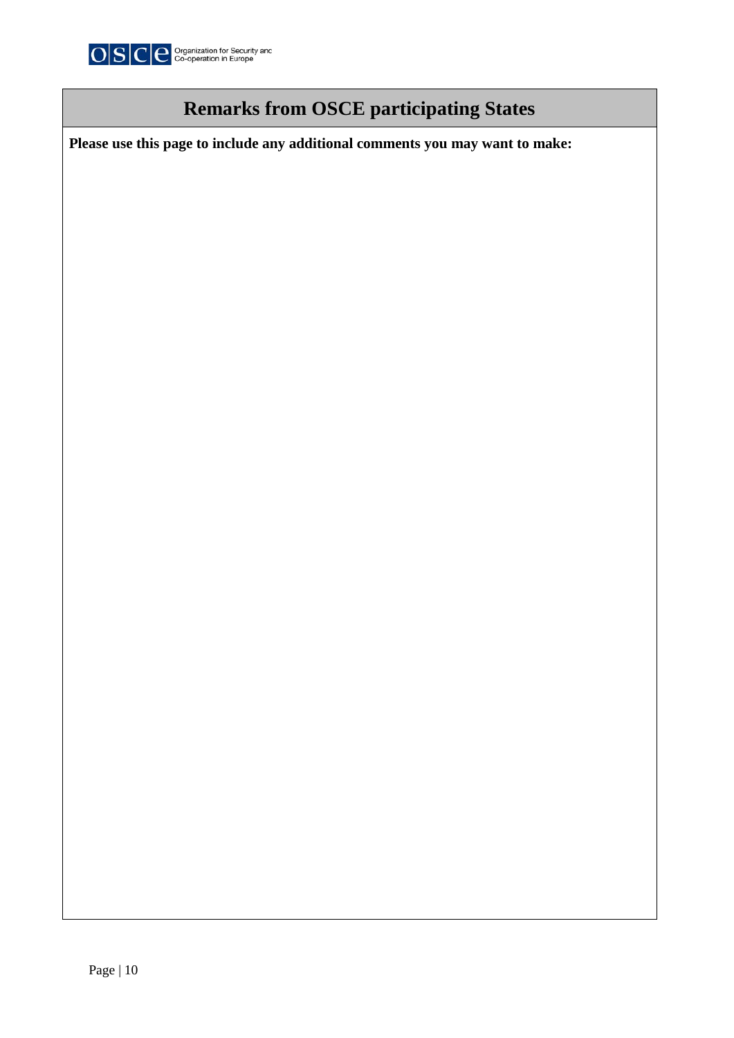# Remarks from OSCE participating States

**Please use this page to include any additional comments you may want to make:**